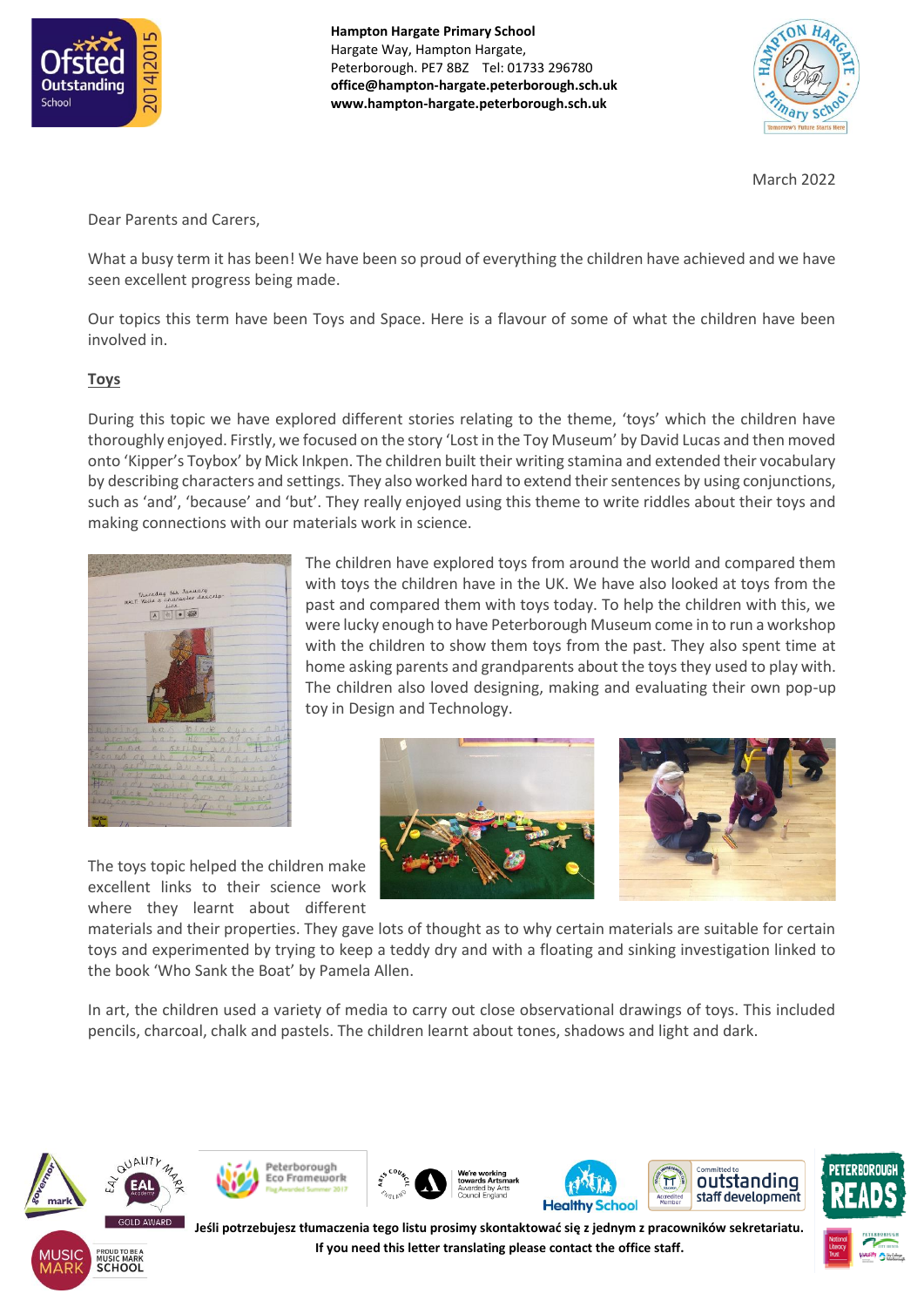**Hampton Hargate Primary School**
Hargate Way, Hampton Hargate,
Peterborough. PE7 8BZ Tel: 01733 296780
**office@hampton-hargate.peterborough.sch.uk**
**www.hampton-hargate.peterborough.sch.uk**

March 2022

Dear Parents and Carers,

What a busy term it has been! We have been so proud of everything the children have achieved and we have seen excellent progress being made.

Our topics this term have been Toys and Space. Here is a flavour of some of what the children have been involved in.

## Toys

During this topic we have explored different stories relating to the theme, 'toys' which the children have thoroughly enjoyed. Firstly, we focused on the story 'Lost in the Toy Museum' by David Lucas and then moved onto 'Kipper's Toybox' by Mick Inkpen. The children built their writing stamina and extended their vocabulary by describing characters and settings. They also worked hard to extend their sentences by using conjunctions, such as 'and', 'because' and 'but'. They really enjoyed using this theme to write riddles about their toys and making connections with our materials work in science.

The children have explored toys from around the world and compared them with toys the children have in the UK. We have also looked at toys from the past and compared them with toys today. To help the children with this, we were lucky enough to have Peterborough Museum come in to run a workshop with the children to show them toys from the past. They also spent time at home asking parents and grandparents about the toys they used to play with. The children also loved designing, making and evaluating their own pop-up toy in Design and Technology.

The toys topic helped the children make excellent links to their science work where they learnt about different materials and their properties. They gave lots of thought as to why certain materials are suitable for certain toys and experimented by trying to keep a teddy dry and with a floating and sinking investigation linked to the book 'Who Sank the Boat' by Pamela Allen.

In art, the children used a variety of media to carry out close observational drawings of toys. This included pencils, charcoal, chalk and pastels. The children learnt about tones, shadows and light and dark.

**Jeśli potrzebujesz tłumaczenia tego listu prosimy skontaktować się z jednym z pracowników sekretariatu.**
**If you need this letter translating please contact the office staff.**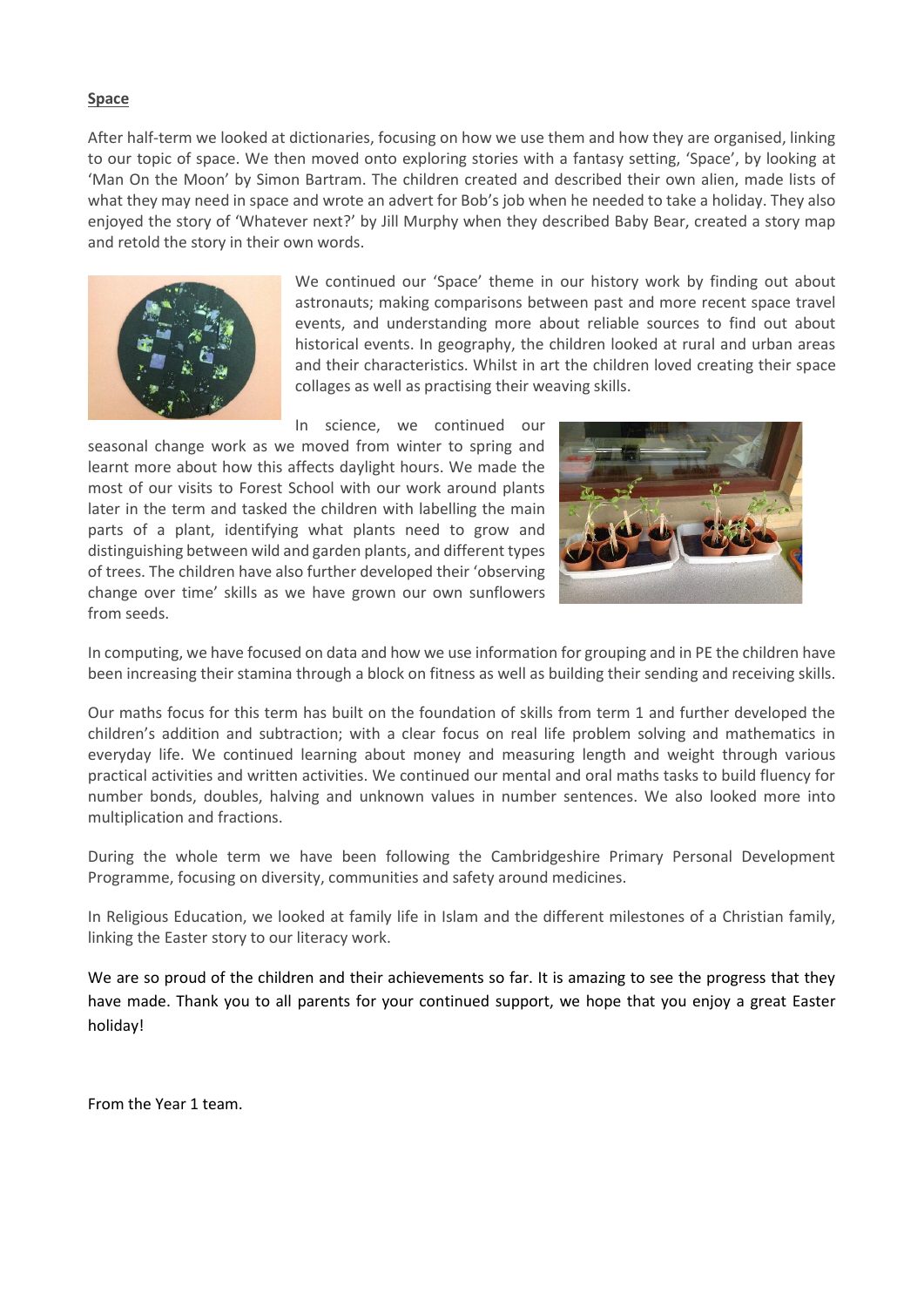## Space

After half-term we looked at dictionaries, focusing on how we use them and how they are organised, linking to our topic of space. We then moved onto exploring stories with a fantasy setting, 'Space', by looking at 'Man On the Moon' by Simon Bartram. The children created and described their own alien, made lists of what they may need in space and wrote an advert for Bob's job when he needed to take a holiday. They also enjoyed the story of 'Whatever next?' by Jill Murphy when they described Baby Bear, created a story map and retold the story in their own words.

We continued our 'Space' theme in our history work by finding out about astronauts; making comparisons between past and more recent space travel events, and understanding more about reliable sources to find out about historical events. In geography, the children looked at rural and urban areas and their characteristics. Whilst in art the children loved creating their space collages as well as practising their weaving skills.

In science, we continued our seasonal change work as we moved from winter to spring and learnt more about how this affects daylight hours. We made the most of our visits to Forest School with our work around plants later in the term and tasked the children with labelling the main parts of a plant, identifying what plants need to grow and distinguishing between wild and garden plants, and different types of trees. The children have also further developed their 'observing change over time' skills as we have grown our own sunflowers from seeds.

In computing, we have focused on data and how we use information for grouping and in PE the children have been increasing their stamina through a block on fitness as well as building their sending and receiving skills.

Our maths focus for this term has built on the foundation of skills from term 1 and further developed the children's addition and subtraction; with a clear focus on real life problem solving and mathematics in everyday life. We continued learning about money and measuring length and weight through various practical activities and written activities. We continued our mental and oral maths tasks to build fluency for number bonds, doubles, halving and unknown values in number sentences. We also looked more into multiplication and fractions.

During the whole term we have been following the Cambridgeshire Primary Personal Development Programme, focusing on diversity, communities and safety around medicines.

In Religious Education, we looked at family life in Islam and the different milestones of a Christian family, linking the Easter story to our literacy work.

We are so proud of the children and their achievements so far. It is amazing to see the progress that they have made. Thank you to all parents for your continued support, we hope that you enjoy a great Easter holiday!

From the Year 1 team.